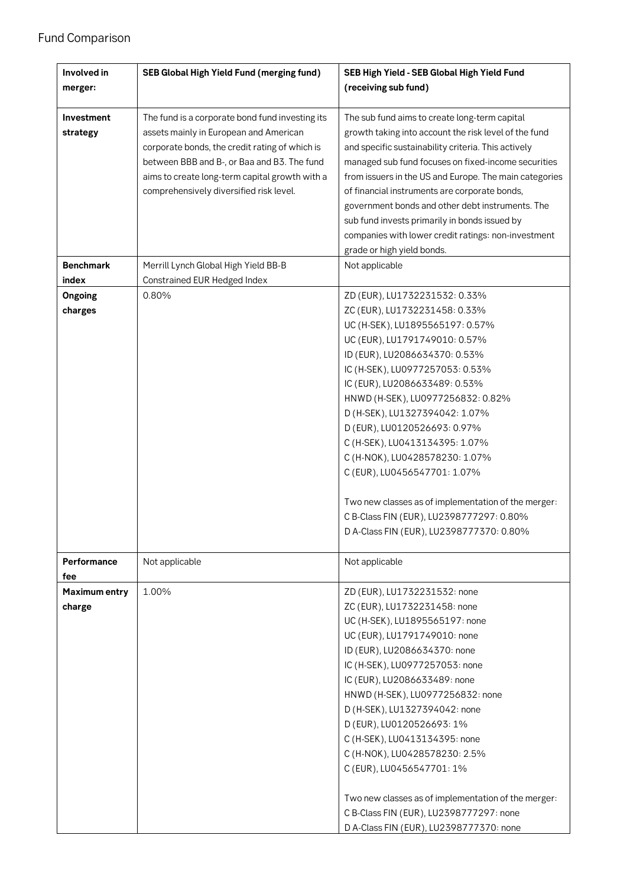# Fund Comparison

| Involved in merger: | SEB Global High Yield Fund (merging fund) | SEB High Yield - SEB Global High Yield Fund (receiving sub fund) |
|---|---|---|
| **Investment strategy** | The fund is a corporate bond fund investing its assets mainly in European and American corporate bonds, the credit rating of which is between BBB and B-, or Baa and B3. The fund aims to create long-term capital growth with a comprehensively diversified risk level. | The sub fund aims to create long-term capital growth taking into account the risk level of the fund and specific sustainability criteria. This actively managed sub fund focuses on fixed-income securities from issuers in the US and Europe. The main categories of financial instruments are corporate bonds, government bonds and other debt instruments. The sub fund invests primarily in bonds issued by companies with lower credit ratings: non-investment grade or high yield bonds. |
| **Benchmark index** | Merrill Lynch Global High Yield BB-B Constrained EUR Hedged Index | Not applicable |
| **Ongoing charges** | 0.80% | ZD (EUR), LU1732231532: 0.33%<br>ZC (EUR), LU1732231458: 0.33%<br>UC (H-SEK), LU1895565197: 0.57%<br>UC (EUR), LU1791749010: 0.57%<br>ID (EUR), LU2086634370: 0.53%<br>IC (H-SEK), LU0977257053: 0.53%<br>IC (EUR), LU2086633489: 0.53%<br>HNWD (H-SEK), LU0977256832: 0.82%<br>D (H-SEK), LU1327394042: 1.07%<br>D (EUR), LU0120526693: 0.97%<br>C (H-SEK), LU0413134395: 1.07%<br>C (H-NOK), LU0428578230: 1.07%<br>C (EUR), LU0456547701: 1.07%<br><br>Two new classes as of implementation of the merger:<br>C B-Class FIN (EUR), LU2398777297: 0.80%<br>D A-Class FIN (EUR), LU2398777370: 0.80% |
| **Performance fee** | Not applicable | Not applicable |
| **Maximum entry charge** | 1.00% | ZD (EUR), LU1732231532: none<br>ZC (EUR), LU1732231458: none<br>UC (H-SEK), LU1895565197: none<br>UC (EUR), LU1791749010: none<br>ID (EUR), LU2086634370: none<br>IC (H-SEK), LU0977257053: none<br>IC (EUR), LU2086633489: none<br>HNWD (H-SEK), LU0977256832: none<br>D (H-SEK), LU1327394042: none<br>D (EUR), LU0120526693: 1%<br>C (H-SEK), LU0413134395: none<br>C (H-NOK), LU0428578230: 2.5%<br>C (EUR), LU0456547701: 1%<br><br>Two new classes as of implementation of the merger:<br>C B-Class FIN (EUR), LU2398777297: none<br>D A-Class FIN (EUR), LU2398777370: none |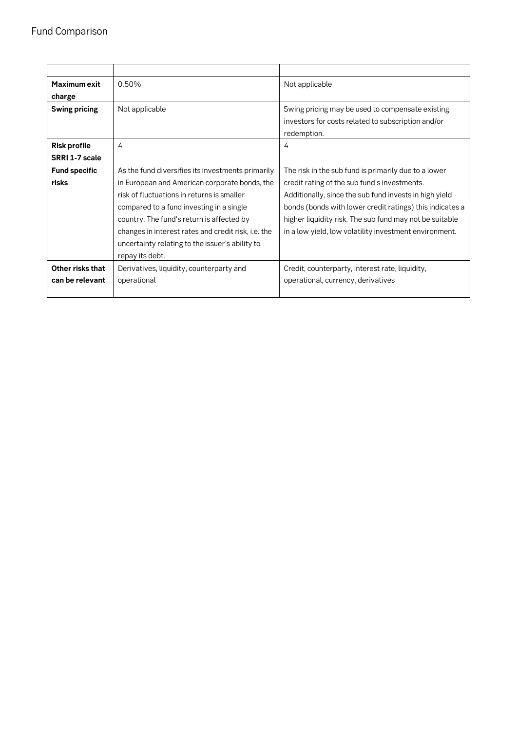Fund Comparison

| | | |
|---|---|---|
| **Maximum exit charge** | 0.50% | Not applicable |
| **Swing pricing** | Not applicable | Swing pricing may be used to compensate existing investors for costs related to subscription and/or redemption. |
| **Risk profile SRRI 1-7 scale** | 4 | 4 |
| **Fund specific risks** | As the fund diversifies its investments primarily in European and American corporate bonds, the risk of fluctuations in returns is smaller compared to a fund investing in a single country. The fund's return is affected by changes in interest rates and credit risk, i.e. the uncertainty relating to the issuer's ability to repay its debt. | The risk in the sub fund is primarily due to a lower credit rating of the sub fund's investments. Additionally, since the sub fund invests in high yield bonds (bonds with lower credit ratings) this indicates a higher liquidity risk. The sub fund may not be suitable in a low yield, low volatility investment environment. |
| **Other risks that can be relevant** | Derivatives, liquidity, counterparty and operational | Credit, counterparty, interest rate, liquidity, operational, currency, derivatives |